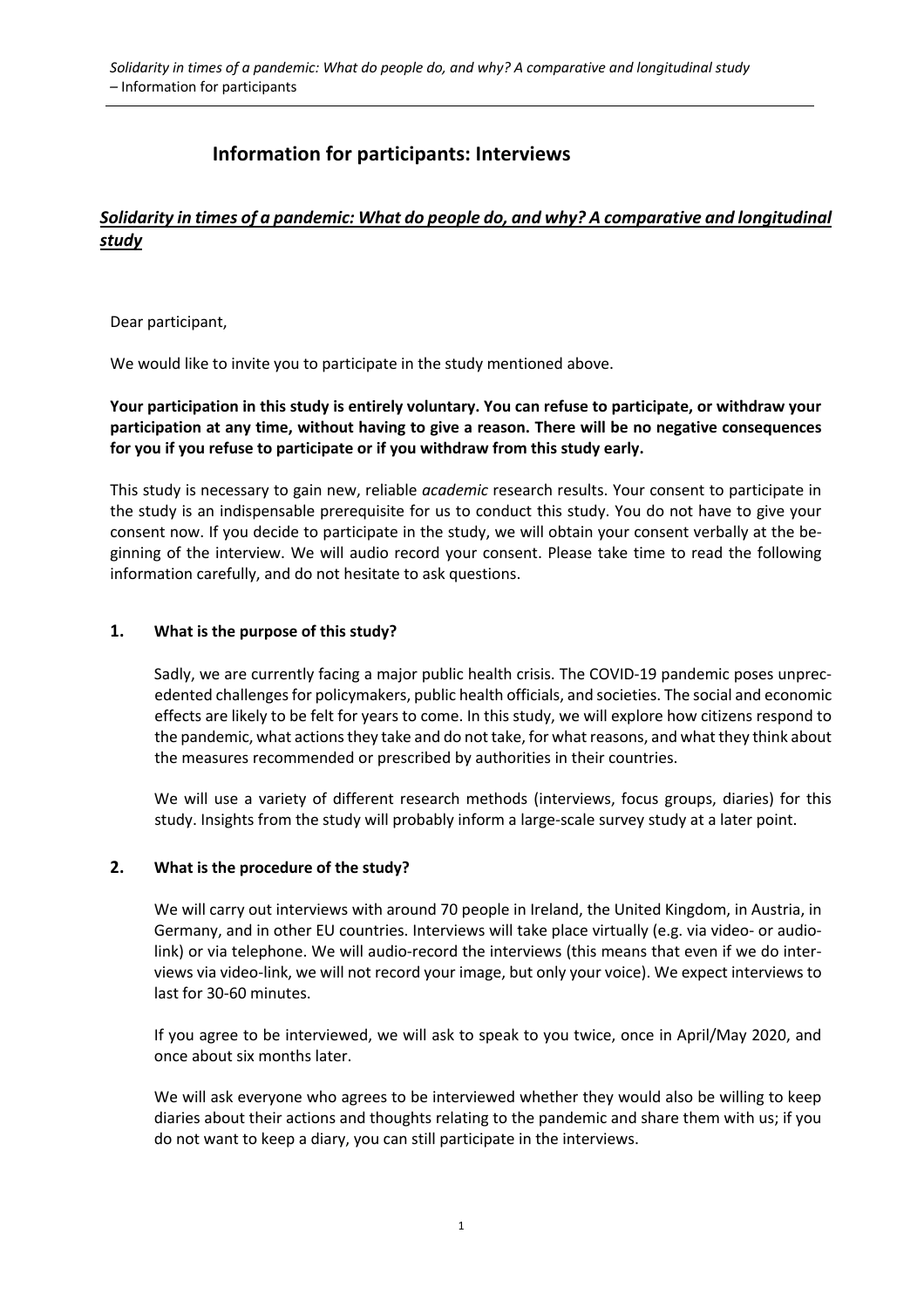# Information for participants: Interviews

## *Solidarity in times of a pandemic: What do people do, and why? A comparative and longitudinal study*

Dear participant,

We would like to invite you to participate in the study mentioned above.

**Your participation in this study is entirely voluntary. You can refuse to participate, or withdraw your participation at any time, without having to give a reason. There will be no negative consequences for you if you refuse to participate or if you withdraw from this study early.**

This study is necessary to gain new, reliable *academic* research results. Your consent to participate in the study is an indispensable prerequisite for us to conduct this study. You do not have to give your consent now. If you decide to participate in the study, we will obtain your consent verbally at the beginning of the interview. We will audio record your consent. Please take time to read the following information carefully, and do not hesitate to ask questions.

### 1. What is the purpose of this study?

Sadly, we are currently facing a major public health crisis. The COVID-19 pandemic poses unprecedented challenges for policymakers, public health officials, and societies. The social and economic effects are likely to be felt for years to come. In this study, we will explore how citizens respond to the pandemic, what actions they take and do not take, for what reasons, and what they think about the measures recommended or prescribed by authorities in their countries.

We will use a variety of different research methods (interviews, focus groups, diaries) for this study. Insights from the study will probably inform a large-scale survey study at a later point.

### 2. What is the procedure of the study?

We will carry out interviews with around 70 people in Ireland, the United Kingdom, in Austria, in Germany, and in other EU countries. Interviews will take place virtually (e.g. via video- or audio-link) or via telephone. We will audio-record the interviews (this means that even if we do interviews via video-link, we will not record your image, but only your voice). We expect interviews to last for 30-60 minutes.

If you agree to be interviewed, we will ask to speak to you twice, once in April/May 2020, and once about six months later.

We will ask everyone who agrees to be interviewed whether they would also be willing to keep diaries about their actions and thoughts relating to the pandemic and share them with us; if you do not want to keep a diary, you can still participate in the interviews.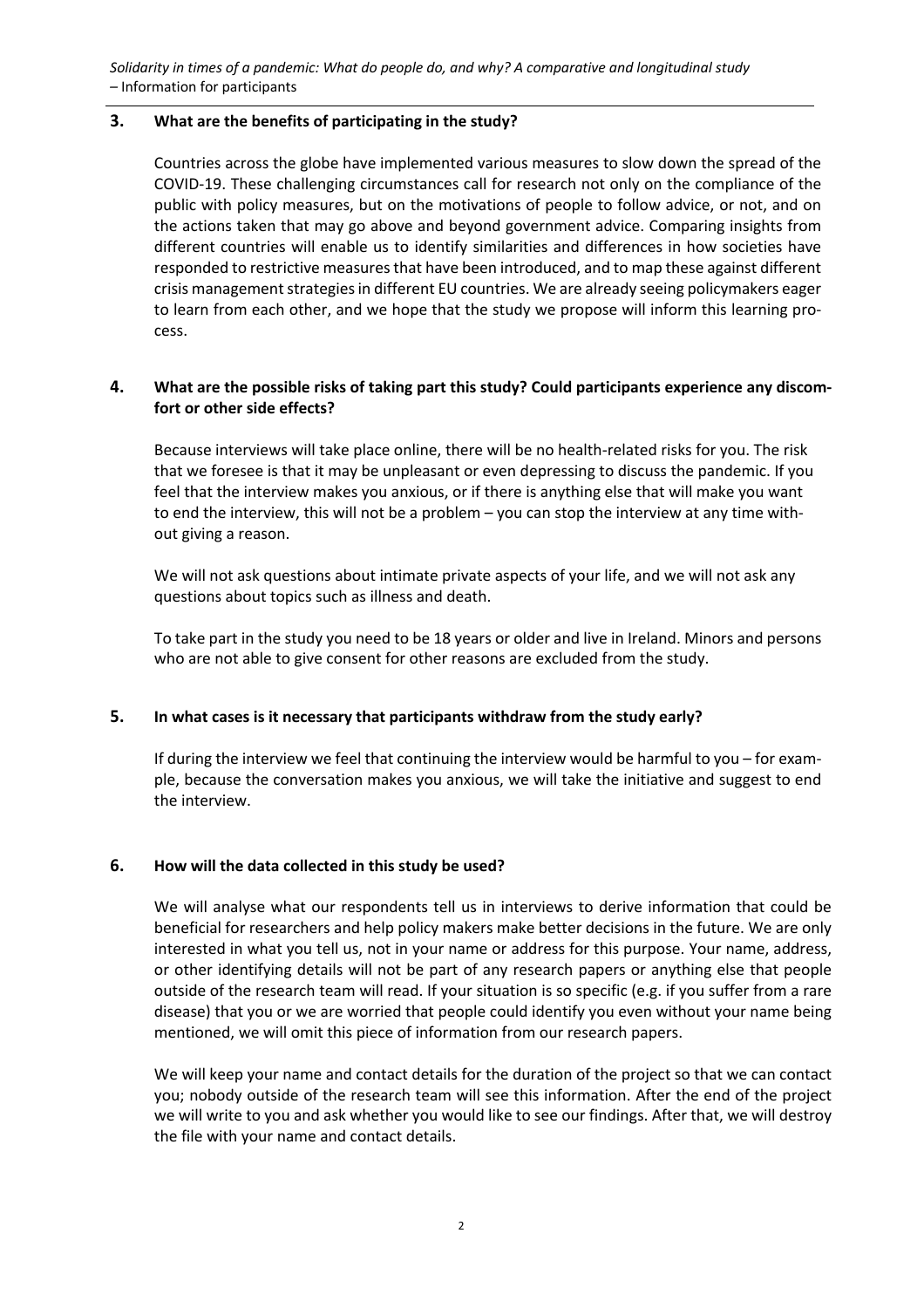## 3. What are the benefits of participating in the study?

Countries across the globe have implemented various measures to slow down the spread of the COVID-19. These challenging circumstances call for research not only on the compliance of the public with policy measures, but on the motivations of people to follow advice, or not, and on the actions taken that may go above and beyond government advice. Comparing insights from different countries will enable us to identify similarities and differences in how societies have responded to restrictive measures that have been introduced, and to map these against different crisis management strategies in different EU countries. We are already seeing policymakers eager to learn from each other, and we hope that the study we propose will inform this learning process.

## 4. What are the possible risks of taking part this study? Could participants experience any discomfort or other side effects?

Because interviews will take place online, there will be no health-related risks for you. The risk that we foresee is that it may be unpleasant or even depressing to discuss the pandemic. If you feel that the interview makes you anxious, or if there is anything else that will make you want to end the interview, this will not be a problem – you can stop the interview at any time without giving a reason.

We will not ask questions about intimate private aspects of your life, and we will not ask any questions about topics such as illness and death.

To take part in the study you need to be 18 years or older and live in Ireland. Minors and persons who are not able to give consent for other reasons are excluded from the study.

## 5. In what cases is it necessary that participants withdraw from the study early?

If during the interview we feel that continuing the interview would be harmful to you – for example, because the conversation makes you anxious, we will take the initiative and suggest to end the interview.

## 6. How will the data collected in this study be used?

We will analyse what our respondents tell us in interviews to derive information that could be beneficial for researchers and help policy makers make better decisions in the future. We are only interested in what you tell us, not in your name or address for this purpose. Your name, address, or other identifying details will not be part of any research papers or anything else that people outside of the research team will read. If your situation is so specific (e.g. if you suffer from a rare disease) that you or we are worried that people could identify you even without your name being mentioned, we will omit this piece of information from our research papers.

We will keep your name and contact details for the duration of the project so that we can contact you; nobody outside of the research team will see this information. After the end of the project we will write to you and ask whether you would like to see our findings. After that, we will destroy the file with your name and contact details.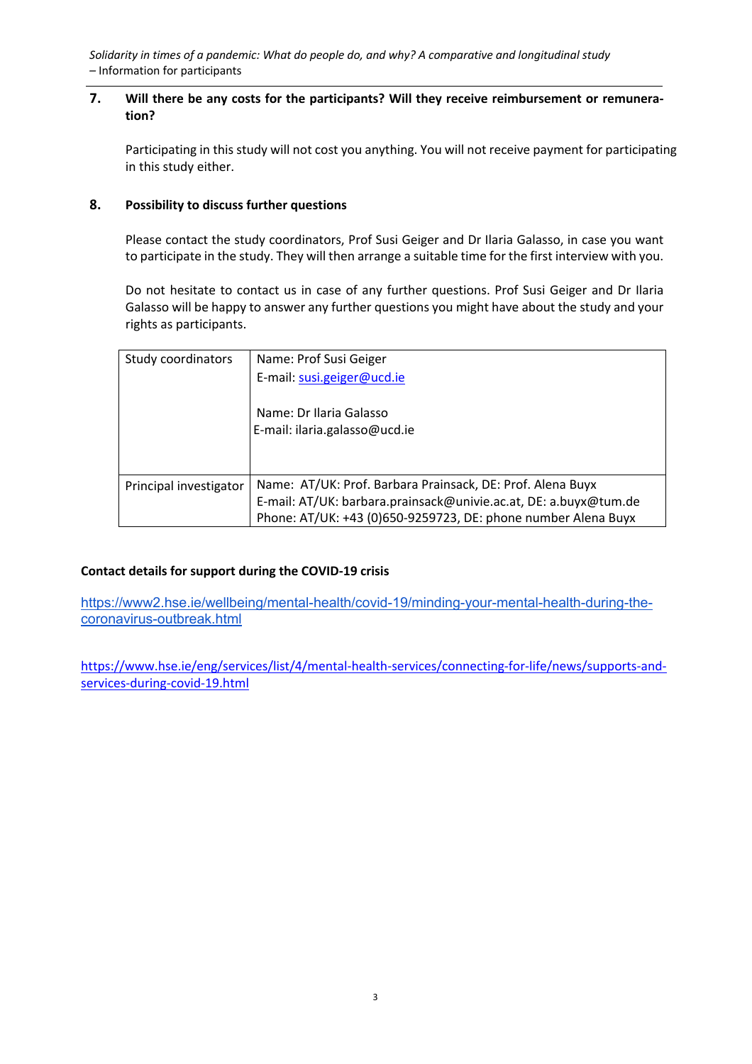## 7. Will there be any costs for the participants? Will they receive reimbursement or remuneration?

Participating in this study will not cost you anything. You will not receive payment for participating in this study either.

## 8. Possibility to discuss further questions

Please contact the study coordinators, Prof Susi Geiger and Dr Ilaria Galasso, in case you want to participate in the study. They will then arrange a suitable time for the first interview with you.

Do not hesitate to contact us in case of any further questions. Prof Susi Geiger and Dr Ilaria Galasso will be happy to answer any further questions you might have about the study and your rights as participants.

| | |
|---|---|
| Study coordinators | Name: Prof Susi Geiger<br>E-mail: susi.geiger@ucd.ie<br><br>Name: Dr Ilaria Galasso<br>E-mail: ilaria.galasso@ucd.ie |
| Principal investigator | Name: AT/UK: Prof. Barbara Prainsack, DE: Prof. Alena Buyx<br>E-mail: AT/UK: barbara.prainsack@univie.ac.at, DE: a.buyx@tum.de<br>Phone: AT/UK: +43 (0)650-9259723, DE: phone number Alena Buyx |

**Contact details for support during the COVID-19 crisis**

https://www2.hse.ie/wellbeing/mental-health/covid-19/minding-your-mental-health-during-the-coronavirus-outbreak.html

https://www.hse.ie/eng/services/list/4/mental-health-services/connecting-for-life/news/supports-and-services-during-covid-19.html